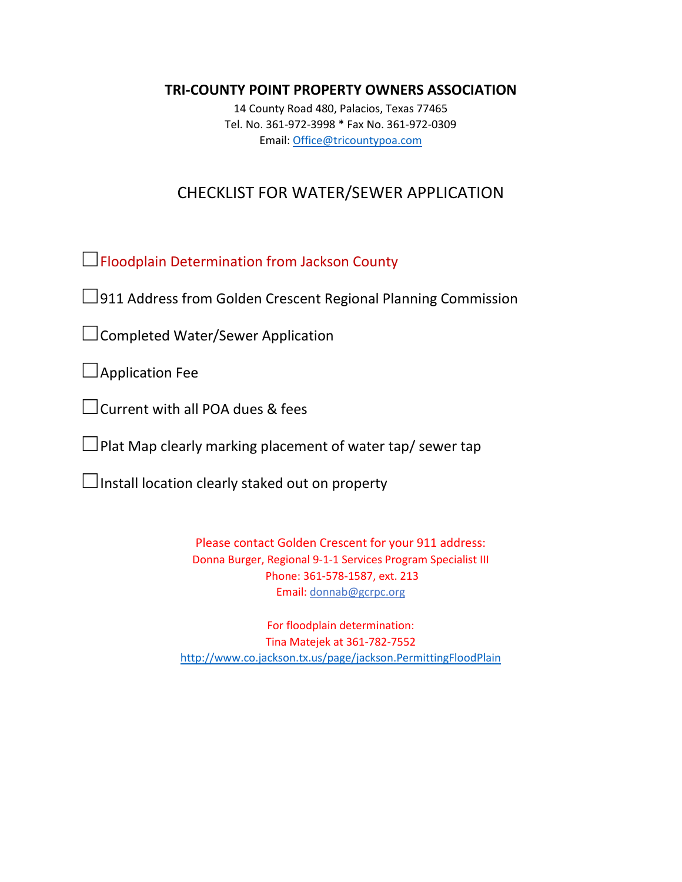**TRI-COUNTY POINT PROPERTY OWNERS ASSOCIATION**

14 County Road 480, Palacios, Texas 77465
Tel. No. 361-972-3998 * Fax No. 361-972-0309
Email: Office@tricountypoa.com

# CHECKLIST FOR WATER/SEWER APPLICATION

- ☐ Floodplain Determination from Jackson County
- ☐ 911 Address from Golden Crescent Regional Planning Commission
- ☐ Completed Water/Sewer Application
- ☐ Application Fee
- ☐ Current with all POA dues & fees
- ☐ Plat Map clearly marking placement of water tap/ sewer tap
- ☐ Install location clearly staked out on property

Please contact Golden Crescent for your 911 address:
Donna Burger, Regional 9-1-1 Services Program Specialist III
Phone: 361-578-1587, ext. 213
Email: donnab@gcrpc.org

For floodplain determination:
Tina Matejek at 361-782-7552
http://www.co.jackson.tx.us/page/jackson.PermittingFloodPlain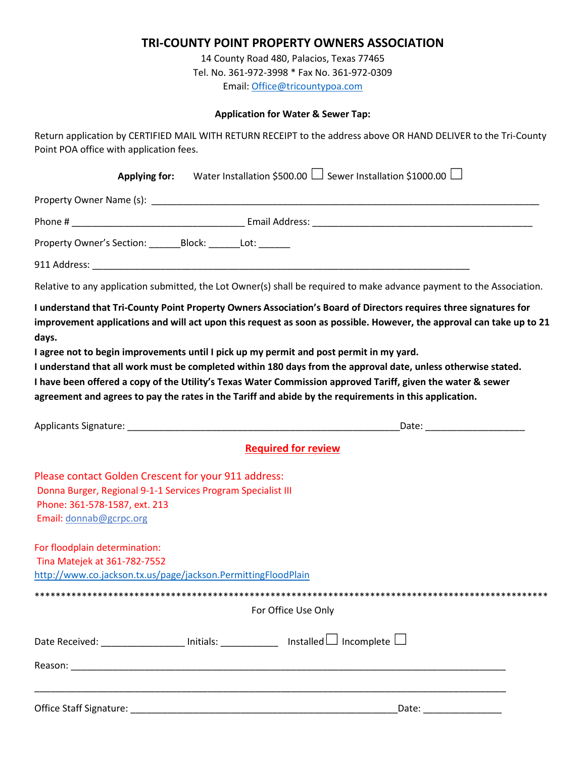# TRI-COUNTY POINT PROPERTY OWNERS ASSOCIATION

14 County Road 480, Palacios, Texas 77465
Tel. No. 361-972-3998 * Fax No. 361-972-0309
Email: Office@tricountypoa.com

**Application for Water & Sewer Tap:**

Return application by CERTIFIED MAIL WITH RETURN RECEIPT to the address above OR HAND DELIVER to the Tri-County Point POA office with application fees.

**Applying for:** Water Installation $500.00 ☐ Sewer Installation $1000.00 ☐

Property Owner Name (s): ______________________________________________________________

Phone # _______________________________ Email Address: ________________________________________

Property Owner's Section: ______Block: ______Lot: ______

911 Address: ______________________________________________________________________

Relative to any application submitted, the Lot Owner(s) shall be required to make advance payment to the Association.

**I understand that Tri-County Point Property Owners Association's Board of Directors requires three signatures for improvement applications and will act upon this request as soon as possible. However, the approval can take up to 21 days.**
**I agree not to begin improvements until I pick up my permit and post permit in my yard.**
**I understand that all work must be completed within 180 days from the approval date, unless otherwise stated.**
**I have been offered a copy of the Utility's Texas Water Commission approved Tariff, given the water & sewer agreement and agrees to pay the rates in the Tariff and abide by the requirements in this application.**

Applicants Signature: ________________________________________________Date: __________________

**Required for review**

Please contact Golden Crescent for your 911 address:
Donna Burger, Regional 9-1-1 Services Program Specialist III
Phone: 361-578-1587, ext. 213
Email: donnab@gcrpc.org

For floodplain determination:
Tina Matejek at 361-782-7552
http://www.co.jackson.tx.us/page/jackson.PermittingFloodPlain

***************************************************************************************************

For Office Use Only

Date Received: _______________ Initials: __________ Installed ☐ Incomplete ☐

Reason: ____________________________________________________________________________

____________________________________________________________________________________

Office Staff Signature: ________________________________________________Date: ______________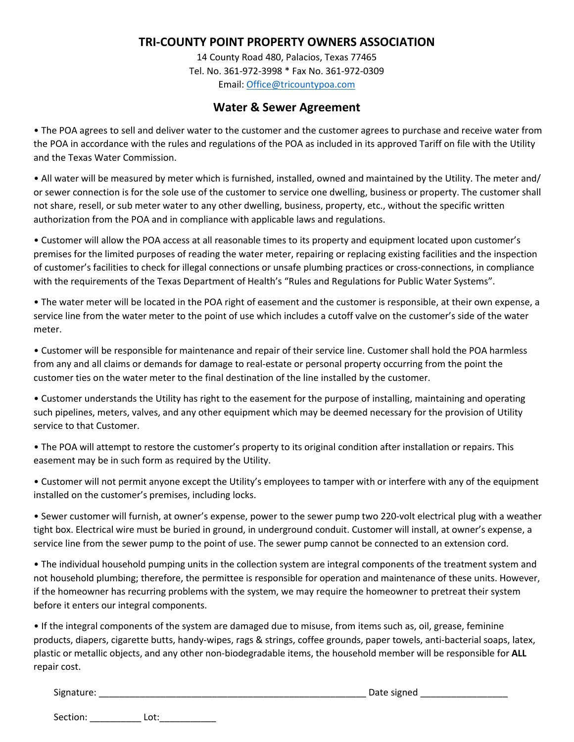# TRI-COUNTY POINT PROPERTY OWNERS ASSOCIATION

14 County Road 480, Palacios, Texas 77465
Tel. No. 361-972-3998 * Fax No. 361-972-0309
Email: Office@tricountypoa.com

## Water & Sewer Agreement

- The POA agrees to sell and deliver water to the customer and the customer agrees to purchase and receive water from the POA in accordance with the rules and regulations of the POA as included in its approved Tariff on file with the Utility and the Texas Water Commission.

- All water will be measured by meter which is furnished, installed, owned and maintained by the Utility. The meter and/ or sewer connection is for the sole use of the customer to service one dwelling, business or property. The customer shall not share, resell, or sub meter water to any other dwelling, business, property, etc., without the specific written authorization from the POA and in compliance with applicable laws and regulations.

- Customer will allow the POA access at all reasonable times to its property and equipment located upon customer's premises for the limited purposes of reading the water meter, repairing or replacing existing facilities and the inspection of customer's facilities to check for illegal connections or unsafe plumbing practices or cross-connections, in compliance with the requirements of the Texas Department of Health's "Rules and Regulations for Public Water Systems".

- The water meter will be located in the POA right of easement and the customer is responsible, at their own expense, a service line from the water meter to the point of use which includes a cutoff valve on the customer's side of the water meter.

- Customer will be responsible for maintenance and repair of their service line. Customer shall hold the POA harmless from any and all claims or demands for damage to real-estate or personal property occurring from the point the customer ties on the water meter to the final destination of the line installed by the customer.

- Customer understands the Utility has right to the easement for the purpose of installing, maintaining and operating such pipelines, meters, valves, and any other equipment which may be deemed necessary for the provision of Utility service to that Customer.

- The POA will attempt to restore the customer's property to its original condition after installation or repairs. This easement may be in such form as required by the Utility.

- Customer will not permit anyone except the Utility's employees to tamper with or interfere with any of the equipment installed on the customer's premises, including locks.

- Sewer customer will furnish, at owner's expense, power to the sewer pump two 220-volt electrical plug with a weather tight box. Electrical wire must be buried in ground, in underground conduit. Customer will install, at owner's expense, a service line from the sewer pump to the point of use. The sewer pump cannot be connected to an extension cord.

- The individual household pumping units in the collection system are integral components of the treatment system and not household plumbing; therefore, the permittee is responsible for operation and maintenance of these units. However, if the homeowner has recurring problems with the system, we may require the homeowner to pretreat their system before it enters our integral components.

- If the integral components of the system are damaged due to misuse, from items such as, oil, grease, feminine products, diapers, cigarette butts, handy-wipes, rags & strings, coffee grounds, paper towels, anti-bacterial soaps, latex, plastic or metallic objects, and any other non-biodegradable items, the household member will be responsible for **ALL** repair cost.

Signature: ____________________________________________________ Date signed _________________

Section: __________ Lot:___________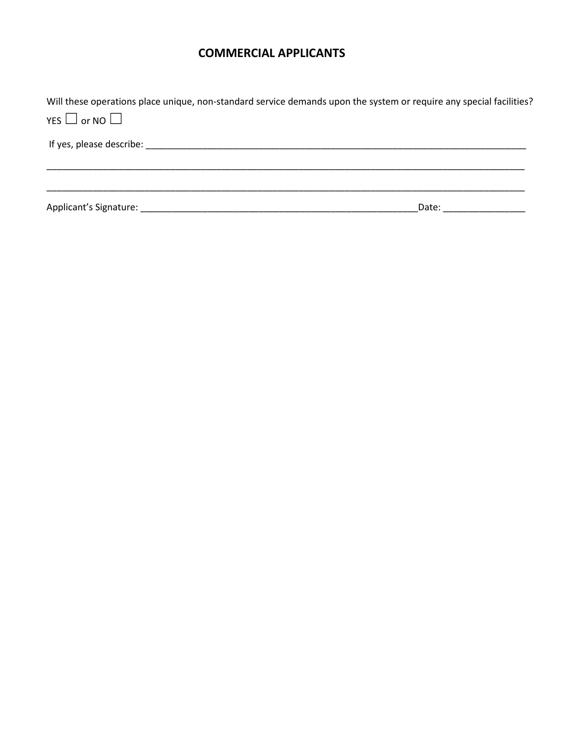## COMMERCIAL APPLICANTS

Will these operations place unique, non-standard service demands upon the system or require any special facilities?
YES ☐ or NO ☐

If yes, please describe: ______________________________________________________________________________

_____________________________________________________________________________________________________

_____________________________________________________________________________________________________

Applicant's Signature: _________________________________________________________Date: ________________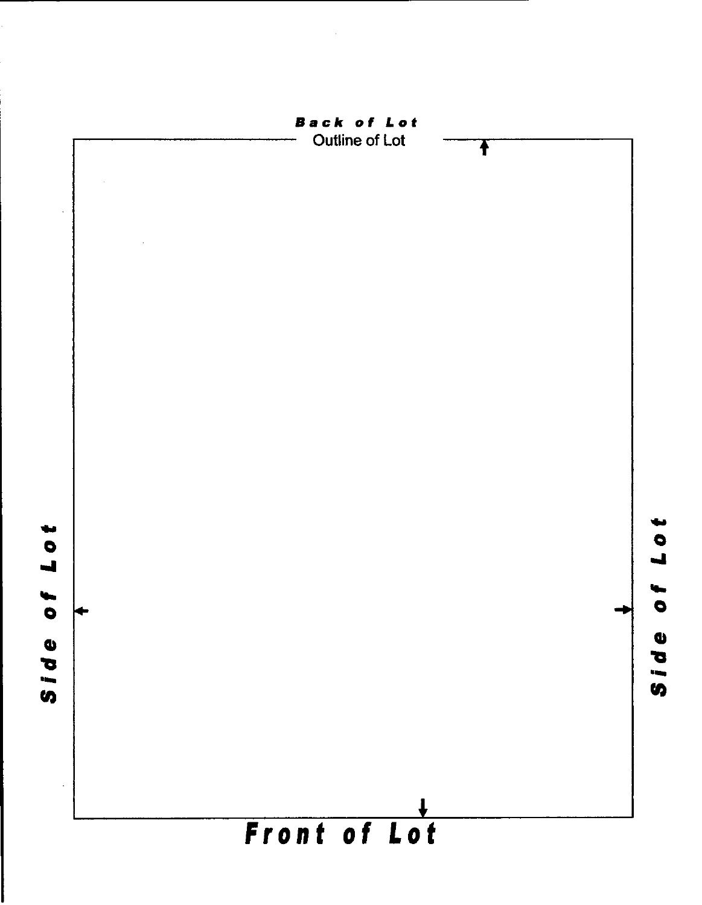**Back of Lot**

Outline of Lot

**Side of Lot**

**Side of Lot**

**Front of Lot**